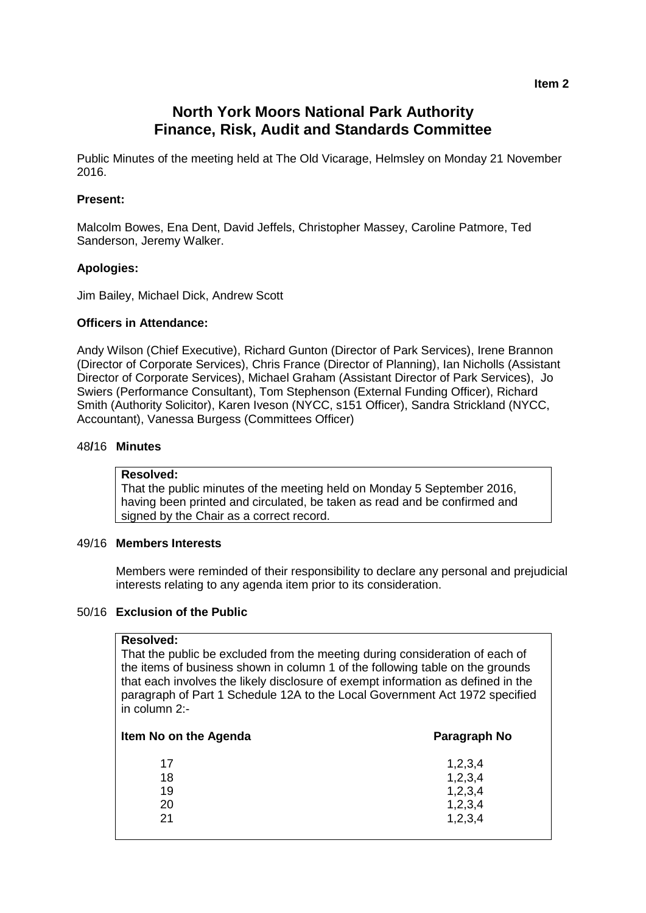Item 2

# North York Moors National Park Authority
# Finance, Risk, Audit and Standards Committee

Public Minutes of the meeting held at The Old Vicarage, Helmsley on Monday 21 November 2016.

**Present:**

Malcolm Bowes, Ena Dent, David Jeffels, Christopher Massey, Caroline Patmore, Ted Sanderson, Jeremy Walker.

**Apologies:**

Jim Bailey, Michael Dick, Andrew Scott

**Officers in Attendance:**

Andy Wilson (Chief Executive), Richard Gunton (Director of Park Services), Irene Brannon (Director of Corporate Services), Chris France (Director of Planning), Ian Nicholls (Assistant Director of Corporate Services), Michael Graham (Assistant Director of Park Services), Jo Swiers (Performance Consultant), Tom Stephenson (External Funding Officer), Richard Smith (Authority Solicitor), Karen Iveson (NYCC, s151 Officer), Sandra Strickland (NYCC, Accountant), Vanessa Burgess (Committees Officer)

### 48/16 Minutes

**Resolved:**
That the public minutes of the meeting held on Monday 5 September 2016, having been printed and circulated, be taken as read and be confirmed and signed by the Chair as a correct record.

### 49/16 Members Interests

Members were reminded of their responsibility to declare any personal and prejudicial interests relating to any agenda item prior to its consideration.

### 50/16 Exclusion of the Public

**Resolved:**
That the public be excluded from the meeting during consideration of each of the items of business shown in column 1 of the following table on the grounds that each involves the likely disclosure of exempt information as defined in the paragraph of Part 1 Schedule 12A to the Local Government Act 1972 specified in column 2:-

| Item No on the Agenda | Paragraph No |
|---|---|
| 17 | 1,2,3,4 |
| 18 | 1,2,3,4 |
| 19 | 1,2,3,4 |
| 20 | 1,2,3,4 |
| 21 | 1,2,3,4 |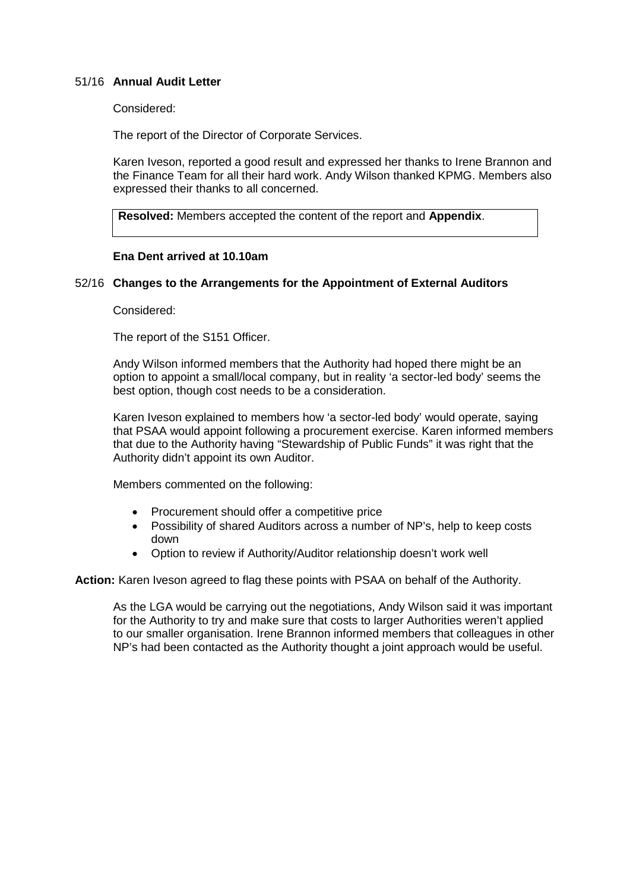## 51/16 **Annual Audit Letter**

Considered:

The report of the Director of Corporate Services.

Karen Iveson, reported a good result and expressed her thanks to Irene Brannon and the Finance Team for all their hard work. Andy Wilson thanked KPMG. Members also expressed their thanks to all concerned.

**Resolved:** Members accepted the content of the report and **Appendix**.

**Ena Dent arrived at 10.10am**

## 52/16 **Changes to the Arrangements for the Appointment of External Auditors**

Considered:

The report of the S151 Officer.

Andy Wilson informed members that the Authority had hoped there might be an option to appoint a small/local company, but in reality 'a sector-led body' seems the best option, though cost needs to be a consideration.

Karen Iveson explained to members how 'a sector-led body' would operate, saying that PSAA would appoint following a procurement exercise. Karen informed members that due to the Authority having "Stewardship of Public Funds" it was right that the Authority didn't appoint its own Auditor.

Members commented on the following:

- Procurement should offer a competitive price
- Possibility of shared Auditors across a number of NP's, help to keep costs down
- Option to review if Authority/Auditor relationship doesn't work well

**Action:** Karen Iveson agreed to flag these points with PSAA on behalf of the Authority.

As the LGA would be carrying out the negotiations, Andy Wilson said it was important for the Authority to try and make sure that costs to larger Authorities weren't applied to our smaller organisation. Irene Brannon informed members that colleagues in other NP's had been contacted as the Authority thought a joint approach would be useful.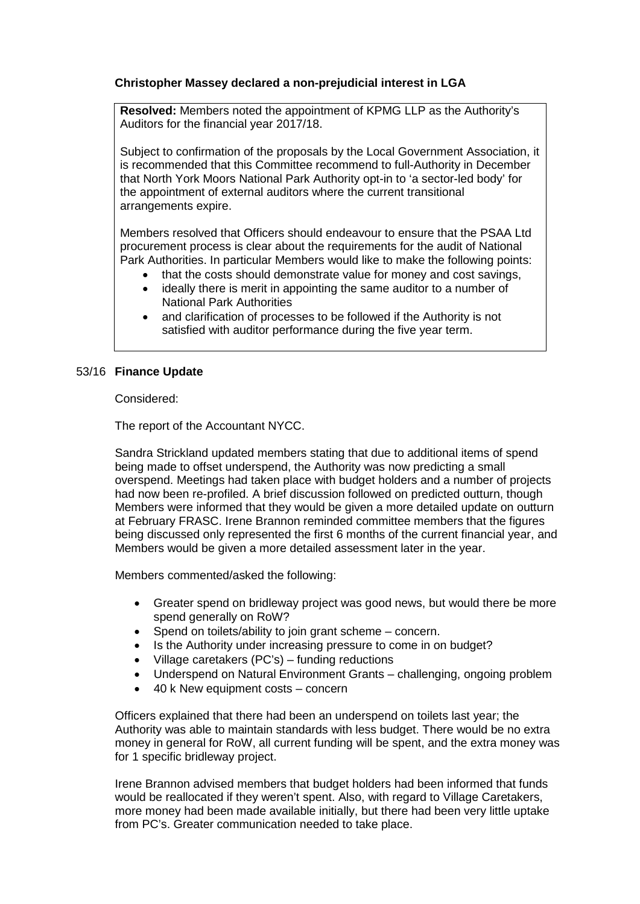**Christopher Massey declared a non-prejudicial interest in LGA**

**Resolved:** Members noted the appointment of KPMG LLP as the Authority's Auditors for the financial year 2017/18.

Subject to confirmation of the proposals by the Local Government Association, it is recommended that this Committee recommend to full-Authority in December that North York Moors National Park Authority opt-in to 'a sector-led body' for the appointment of external auditors where the current transitional arrangements expire.

Members resolved that Officers should endeavour to ensure that the PSAA Ltd procurement process is clear about the requirements for the audit of National Park Authorities. In particular Members would like to make the following points:

- that the costs should demonstrate value for money and cost savings,
- ideally there is merit in appointing the same auditor to a number of National Park Authorities
- and clarification of processes to be followed if the Authority is not satisfied with auditor performance during the five year term.

## 53/16 **Finance Update**

Considered:

The report of the Accountant NYCC.

Sandra Strickland updated members stating that due to additional items of spend being made to offset underspend, the Authority was now predicting a small overspend. Meetings had taken place with budget holders and a number of projects had now been re-profiled. A brief discussion followed on predicted outturn, though Members were informed that they would be given a more detailed update on outturn at February FRASC. Irene Brannon reminded committee members that the figures being discussed only represented the first 6 months of the current financial year, and Members would be given a more detailed assessment later in the year.

Members commented/asked the following:

- Greater spend on bridleway project was good news, but would there be more spend generally on RoW?
- Spend on toilets/ability to join grant scheme – concern.
- Is the Authority under increasing pressure to come in on budget?
- Village caretakers (PC's) – funding reductions
- Underspend on Natural Environment Grants – challenging, ongoing problem
- 40 k New equipment costs – concern

Officers explained that there had been an underspend on toilets last year; the Authority was able to maintain standards with less budget. There would be no extra money in general for RoW, all current funding will be spent, and the extra money was for 1 specific bridleway project.

Irene Brannon advised members that budget holders had been informed that funds would be reallocated if they weren't spent. Also, with regard to Village Caretakers, more money had been made available initially, but there had been very little uptake from PC's. Greater communication needed to take place.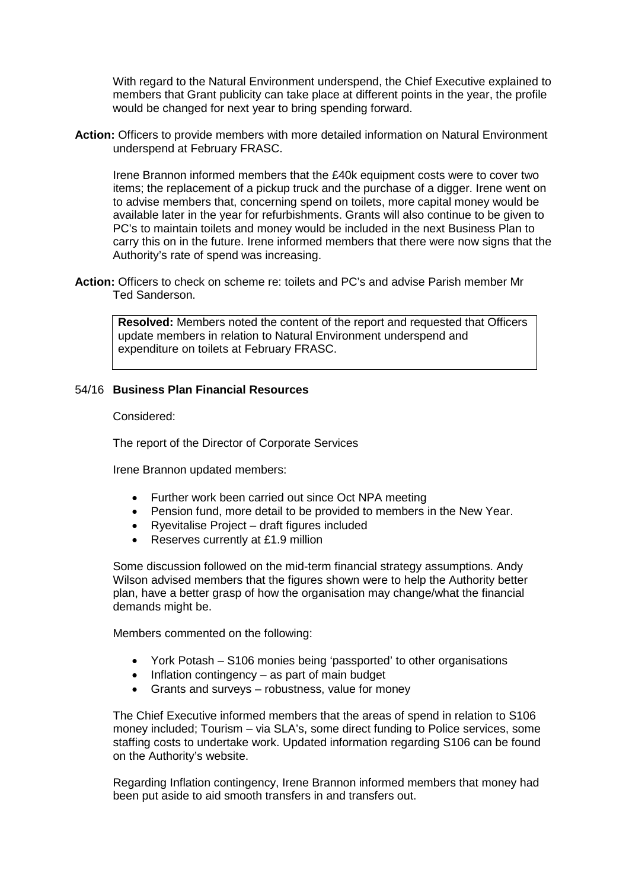With regard to the Natural Environment underspend, the Chief Executive explained to members that Grant publicity can take place at different points in the year, the profile would be changed for next year to bring spending forward.

**Action:** Officers to provide members with more detailed information on Natural Environment underspend at February FRASC.

Irene Brannon informed members that the £40k equipment costs were to cover two items; the replacement of a pickup truck and the purchase of a digger. Irene went on to advise members that, concerning spend on toilets, more capital money would be available later in the year for refurbishments. Grants will also continue to be given to PC's to maintain toilets and money would be included in the next Business Plan to carry this on in the future. Irene informed members that there were now signs that the Authority's rate of spend was increasing.

**Action:** Officers to check on scheme re: toilets and PC's and advise Parish member Mr Ted Sanderson.

**Resolved:** Members noted the content of the report and requested that Officers update members in relation to Natural Environment underspend and expenditure on toilets at February FRASC.

## 54/16 Business Plan Financial Resources

Considered:

The report of the Director of Corporate Services

Irene Brannon updated members:

- Further work been carried out since Oct NPA meeting
- Pension fund, more detail to be provided to members in the New Year.
- Ryevitalise Project – draft figures included
- Reserves currently at £1.9 million

Some discussion followed on the mid-term financial strategy assumptions. Andy Wilson advised members that the figures shown were to help the Authority better plan, have a better grasp of how the organisation may change/what the financial demands might be.

Members commented on the following:

- York Potash – S106 monies being 'passported' to other organisations
- Inflation contingency – as part of main budget
- Grants and surveys – robustness, value for money

The Chief Executive informed members that the areas of spend in relation to S106 money included; Tourism – via SLA's, some direct funding to Police services, some staffing costs to undertake work. Updated information regarding S106 can be found on the Authority's website.

Regarding Inflation contingency, Irene Brannon informed members that money had been put aside to aid smooth transfers in and transfers out.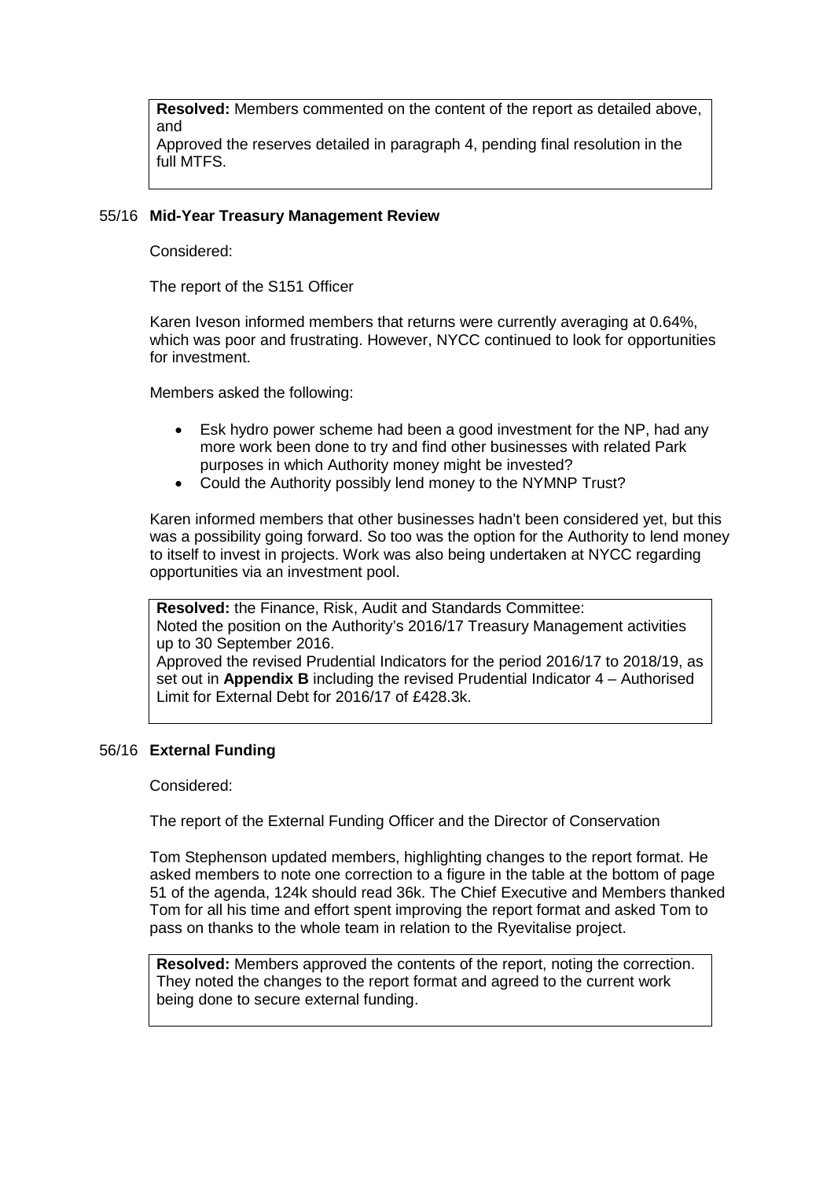**Resolved:** Members commented on the content of the report as detailed above, and

Approved the reserves detailed in paragraph 4, pending final resolution in the full MTFS.

## 55/16 Mid-Year Treasury Management Review

Considered:

The report of the S151 Officer

Karen Iveson informed members that returns were currently averaging at 0.64%, which was poor and frustrating. However, NYCC continued to look for opportunities for investment.

Members asked the following:

- Esk hydro power scheme had been a good investment for the NP, had any more work been done to try and find other businesses with related Park purposes in which Authority money might be invested?
- Could the Authority possibly lend money to the NYMNP Trust?

Karen informed members that other businesses hadn't been considered yet, but this was a possibility going forward. So too was the option for the Authority to lend money to itself to invest in projects. Work was also being undertaken at NYCC regarding opportunities via an investment pool.

**Resolved:** the Finance, Risk, Audit and Standards Committee:
Noted the position on the Authority's 2016/17 Treasury Management activities up to 30 September 2016.
Approved the revised Prudential Indicators for the period 2016/17 to 2018/19, as set out in **Appendix B** including the revised Prudential Indicator 4 – Authorised Limit for External Debt for 2016/17 of £428.3k.

## 56/16 External Funding

Considered:

The report of the External Funding Officer and the Director of Conservation

Tom Stephenson updated members, highlighting changes to the report format. He asked members to note one correction to a figure in the table at the bottom of page 51 of the agenda, 124k should read 36k. The Chief Executive and Members thanked Tom for all his time and effort spent improving the report format and asked Tom to pass on thanks to the whole team in relation to the Ryevitalise project.

**Resolved:** Members approved the contents of the report, noting the correction. They noted the changes to the report format and agreed to the current work being done to secure external funding.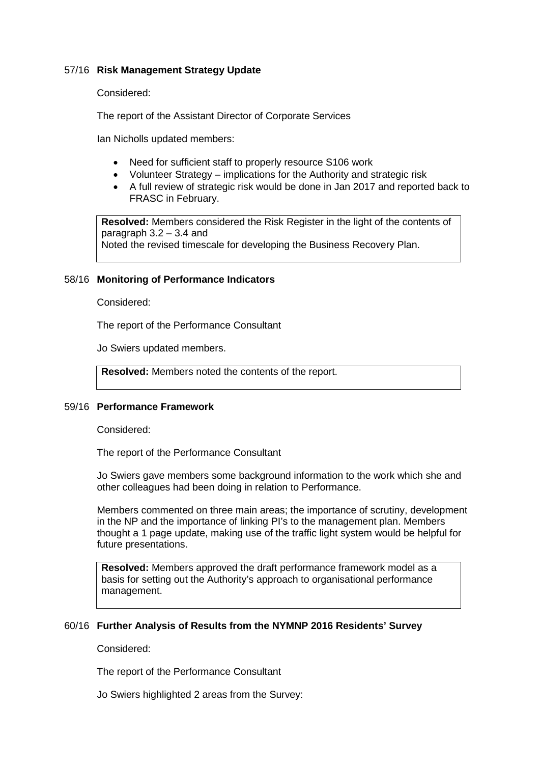## 57/16 Risk Management Strategy Update

Considered:

The report of the Assistant Director of Corporate Services

Ian Nicholls updated members:

- Need for sufficient staff to properly resource S106 work
- Volunteer Strategy – implications for the Authority and strategic risk
- A full review of strategic risk would be done in Jan 2017 and reported back to FRASC in February.

> **Resolved:** Members considered the Risk Register in the light of the contents of paragraph 3.2 – 3.4 and
> Noted the revised timescale for developing the Business Recovery Plan.

## 58/16 Monitoring of Performance Indicators

Considered:

The report of the Performance Consultant

Jo Swiers updated members.

> **Resolved:** Members noted the contents of the report.

## 59/16 Performance Framework

Considered:

The report of the Performance Consultant

Jo Swiers gave members some background information to the work which she and other colleagues had been doing in relation to Performance.

Members commented on three main areas; the importance of scrutiny, development in the NP and the importance of linking PI's to the management plan. Members thought a 1 page update, making use of the traffic light system would be helpful for future presentations.

> **Resolved:** Members approved the draft performance framework model as a basis for setting out the Authority's approach to organisational performance management.

## 60/16 Further Analysis of Results from the NYMNP 2016 Residents' Survey

Considered:

The report of the Performance Consultant

Jo Swiers highlighted 2 areas from the Survey: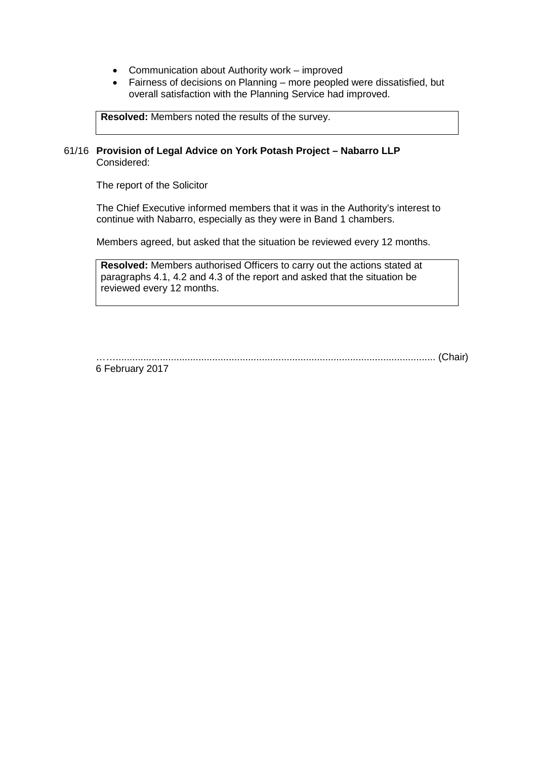- Communication about Authority work – improved
- Fairness of decisions on Planning – more peopled were dissatisfied, but overall satisfaction with the Planning Service had improved.

> **Resolved:** Members noted the results of the survey.

61/16 **Provision of Legal Advice on York Potash Project – Nabarro LLP**

Considered:

The report of the Solicitor

The Chief Executive informed members that it was in the Authority's interest to continue with Nabarro, especially as they were in Band 1 chambers.

Members agreed, but asked that the situation be reviewed every 12 months.

> **Resolved:** Members authorised Officers to carry out the actions stated at paragraphs 4.1, 4.2 and 4.3 of the report and asked that the situation be reviewed every 12 months.

……................................................................................................................ (Chair)

6 February 2017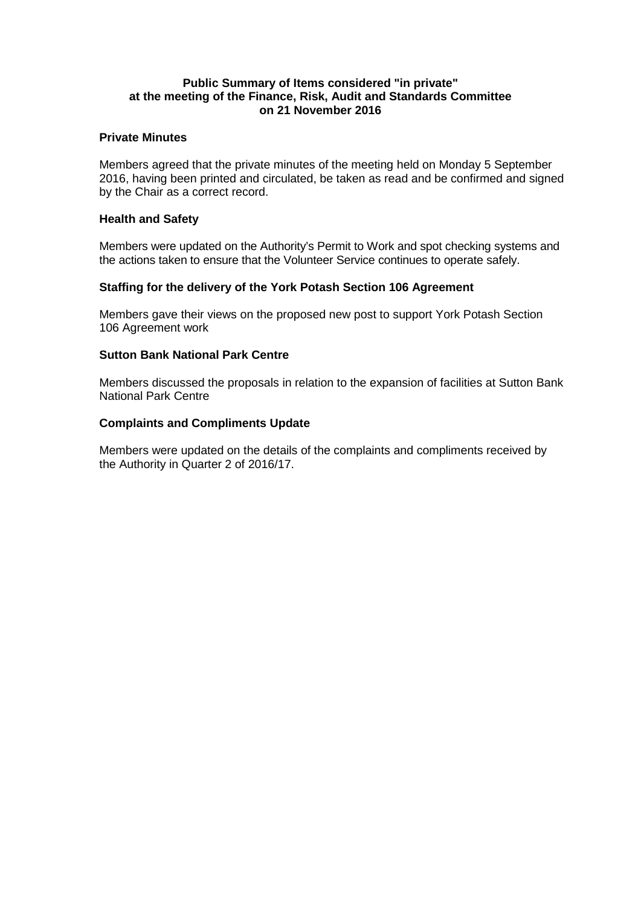**Public Summary of Items considered "in private" at the meeting of the Finance, Risk, Audit and Standards Committee on 21 November 2016**

**Private Minutes**

Members agreed that the private minutes of the meeting held on Monday 5 September 2016, having been printed and circulated, be taken as read and be confirmed and signed by the Chair as a correct record.

**Health and Safety**

Members were updated on the Authority's Permit to Work and spot checking systems and the actions taken to ensure that the Volunteer Service continues to operate safely.

**Staffing for the delivery of the York Potash Section 106 Agreement**

Members gave their views on the proposed new post to support York Potash Section 106 Agreement work

**Sutton Bank National Park Centre**

Members discussed the proposals in relation to the expansion of facilities at Sutton Bank National Park Centre

**Complaints and Compliments Update**

Members were updated on the details of the complaints and compliments received by the Authority in Quarter 2 of 2016/17.